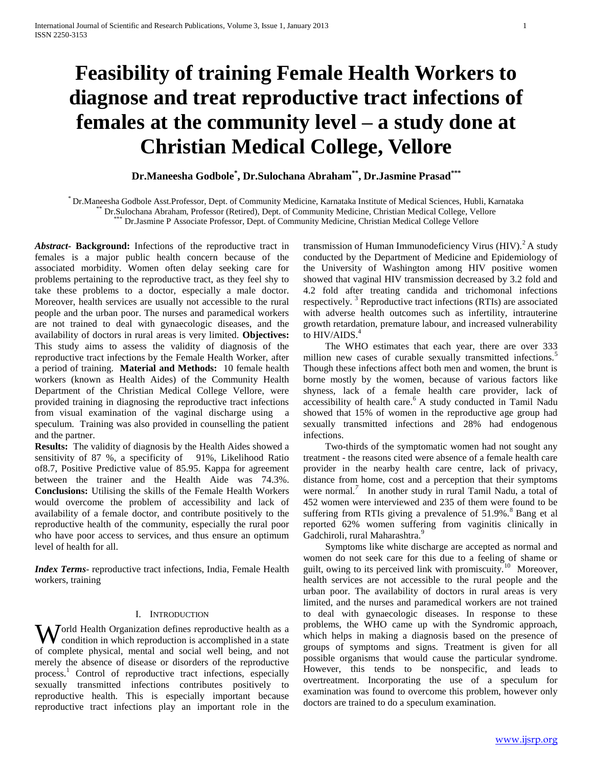# Feasibility of training Female Health Workers to diagnose and treat reproductive tract infections of females at the community level – a study done at Christian Medical College, Vellore

**Dr.Maneesha Godbole[*], Dr.Sulochana Abraham[**], Dr.Jasmine Prasad[***]**

[*] Dr.Maneesha Godbole Asst.Professor, Dept. of Community Medicine, Karnataka Institute of Medical Sciences, Hubli, Karnataka
[**] Dr.Sulochana Abraham, Professor (Retired), Dept. of Community Medicine, Christian Medical College, Vellore
[***] Dr.Jasmine P Associate Professor, Dept. of Community Medicine, Christian Medical College Vellore

***Abstract*- Background:** Infections of the reproductive tract in females is a major public health concern because of the associated morbidity. Women often delay seeking care for problems pertaining to the reproductive tract, as they feel shy to take these problems to a doctor, especially a male doctor. Moreover, health services are usually not accessible to the rural people and the urban poor. The nurses and paramedical workers are not trained to deal with gynaecologic diseases, and the availability of doctors in rural areas is very limited. **Objectives:** This study aims to assess the validity of diagnosis of the reproductive tract infections by the Female Health Worker, after a period of training. **Material and Methods:** 10 female health workers (known as Health Aides) of the Community Health Department of the Christian Medical College Vellore, were provided training in diagnosing the reproductive tract infections from visual examination of the vaginal discharge using a speculum. Training was also provided in counselling the patient and the partner.

**Results:** The validity of diagnosis by the Health Aides showed a sensitivity of 87 %, a specificity of 91%, Likelihood Ratio of8.7, Positive Predictive value of 85.95. Kappa for agreement between the trainer and the Health Aide was 74.3%. **Conclusions:** Utilising the skills of the Female Health Workers would overcome the problem of accessibility and lack of availability of a female doctor, and contribute positively to the reproductive health of the community, especially the rural poor who have poor access to services, and thus ensure an optimum level of health for all.

***Index Terms*-** reproductive tract infections, India, Female Health workers, training

## I. Introduction

World Health Organization defines reproductive health as a condition in which reproduction is accomplished in a state of complete physical, mental and social well being, and not merely the absence of disease or disorders of the reproductive process.[1] Control of reproductive tract infections, especially sexually transmitted infections contributes positively to reproductive health. This is especially important because reproductive tract infections play an important role in the transmission of Human Immunodeficiency Virus (HIV).[2] A study conducted by the Department of Medicine and Epidemiology of the University of Washington among HIV positive women showed that vaginal HIV transmission decreased by 3.2 fold and 4.2 fold after treating candida and trichomonal infections respectively.[3] Reproductive tract infections (RTIs) are associated with adverse health outcomes such as infertility, intrauterine growth retardation, premature labour, and increased vulnerability to HIV/AIDS.[4]

The WHO estimates that each year, there are over 333 million new cases of curable sexually transmitted infections.[5] Though these infections affect both men and women, the brunt is borne mostly by the women, because of various factors like shyness, lack of a female health care provider, lack of accessibility of health care.[6] A study conducted in Tamil Nadu showed that 15% of women in the reproductive age group had sexually transmitted infections and 28% had endogenous infections.

Two-thirds of the symptomatic women had not sought any treatment - the reasons cited were absence of a female health care provider in the nearby health care centre, lack of privacy, distance from home, cost and a perception that their symptoms were normal.[7] In another study in rural Tamil Nadu, a total of 452 women were interviewed and 235 of them were found to be suffering from RTIs giving a prevalence of 51.9%.[8] Bang et al reported 62% women suffering from vaginitis clinically in Gadchiroli, rural Maharashtra.[9]

Symptoms like white discharge are accepted as normal and women do not seek care for this due to a feeling of shame or guilt, owing to its perceived link with promiscuity.[10] Moreover, health services are not accessible to the rural people and the urban poor. The availability of doctors in rural areas is very limited, and the nurses and paramedical workers are not trained to deal with gynaecologic diseases. In response to these problems, the WHO came up with the Syndromic approach, which helps in making a diagnosis based on the presence of groups of symptoms and signs. Treatment is given for all possible organisms that would cause the particular syndrome. However, this tends to be nonspecific, and leads to overtreatment. Incorporating the use of a speculum for examination was found to overcome this problem, however only doctors are trained to do a speculum examination.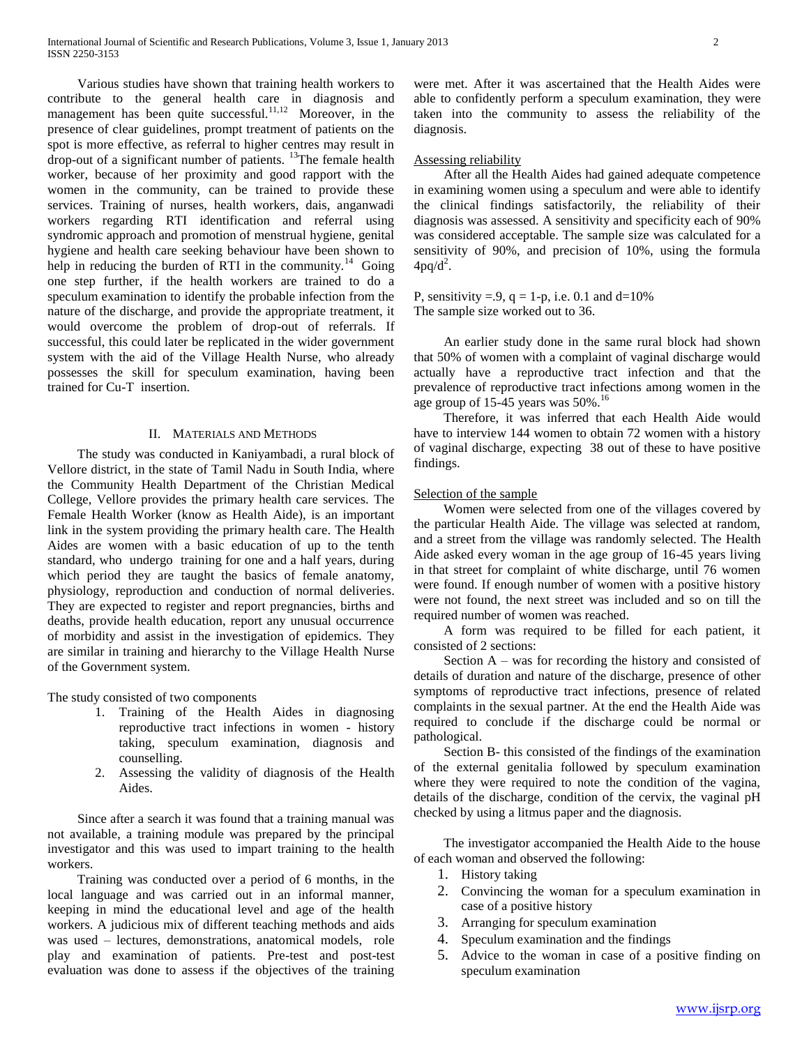Various studies have shown that training health workers to contribute to the general health care in diagnosis and management has been quite successful.[11,12] Moreover, in the presence of clear guidelines, prompt treatment of patients on the spot is more effective, as referral to higher centres may result in drop-out of a significant number of patients. [13]The female health worker, because of her proximity and good rapport with the women in the community, can be trained to provide these services. Training of nurses, health workers, dais, anganwadi workers regarding RTI identification and referral using syndromic approach and promotion of menstrual hygiene, genital hygiene and health care seeking behaviour have been shown to help in reducing the burden of RTI in the community.[14] Going one step further, if the health workers are trained to do a speculum examination to identify the probable infection from the nature of the discharge, and provide the appropriate treatment, it would overcome the problem of drop-out of referrals. If successful, this could later be replicated in the wider government system with the aid of the Village Health Nurse, who already possesses the skill for speculum examination, having been trained for Cu-T insertion.

## II. Materials and Methods

The study was conducted in Kaniyambadi, a rural block of Vellore district, in the state of Tamil Nadu in South India, where the Community Health Department of the Christian Medical College, Vellore provides the primary health care services. The Female Health Worker (know as Health Aide), is an important link in the system providing the primary health care. The Health Aides are women with a basic education of up to the tenth standard, who undergo training for one and a half years, during which period they are taught the basics of female anatomy, physiology, reproduction and conduction of normal deliveries. They are expected to register and report pregnancies, births and deaths, provide health education, report any unusual occurrence of morbidity and assist in the investigation of epidemics. They are similar in training and hierarchy to the Village Health Nurse of the Government system.

The study consisted of two components

1. Training of the Health Aides in diagnosing reproductive tract infections in women - history taking, speculum examination, diagnosis and counselling.
2. Assessing the validity of diagnosis of the Health Aides.

Since after a search it was found that a training manual was not available, a training module was prepared by the principal investigator and this was used to impart training to the health workers.

Training was conducted over a period of 6 months, in the local language and was carried out in an informal manner, keeping in mind the educational level and age of the health workers. A judicious mix of different teaching methods and aids was used – lectures, demonstrations, anatomical models, role play and examination of patients. Pre-test and post-test evaluation was done to assess if the objectives of the training were met. After it was ascertained that the Health Aides were able to confidently perform a speculum examination, they were taken into the community to assess the reliability of the diagnosis.

### Assessing reliability

After all the Health Aides had gained adequate competence in examining women using a speculum and were able to identify the clinical findings satisfactorily, the reliability of their diagnosis was assessed. A sensitivity and specificity each of 90% was considered acceptable. The sample size was calculated for a sensitivity of 90%, and precision of 10%, using the formula $4pq/d^2$.

P, sensitivity =.9, q = 1-p, i.e. 0.1 and d=10%
The sample size worked out to 36.

An earlier study done in the same rural block had shown that 50% of women with a complaint of vaginal discharge would actually have a reproductive tract infection and that the prevalence of reproductive tract infections among women in the age group of 15-45 years was 50%.[16]

Therefore, it was inferred that each Health Aide would have to interview 144 women to obtain 72 women with a history of vaginal discharge, expecting 38 out of these to have positive findings.

### Selection of the sample

Women were selected from one of the villages covered by the particular Health Aide. The village was selected at random, and a street from the village was randomly selected. The Health Aide asked every woman in the age group of 16-45 years living in that street for complaint of white discharge, until 76 women were found. If enough number of women with a positive history were not found, the next street was included and so on till the required number of women was reached.

A form was required to be filled for each patient, it consisted of 2 sections:

Section A – was for recording the history and consisted of details of duration and nature of the discharge, presence of other symptoms of reproductive tract infections, presence of related complaints in the sexual partner. At the end the Health Aide was required to conclude if the discharge could be normal or pathological.

Section B- this consisted of the findings of the examination of the external genitalia followed by speculum examination where they were required to note the condition of the vagina, details of the discharge, condition of the cervix, the vaginal pH checked by using a litmus paper and the diagnosis.

The investigator accompanied the Health Aide to the house of each woman and observed the following:

1. History taking
2. Convincing the woman for a speculum examination in case of a positive history
3. Arranging for speculum examination
4. Speculum examination and the findings
5. Advice to the woman in case of a positive finding on speculum examination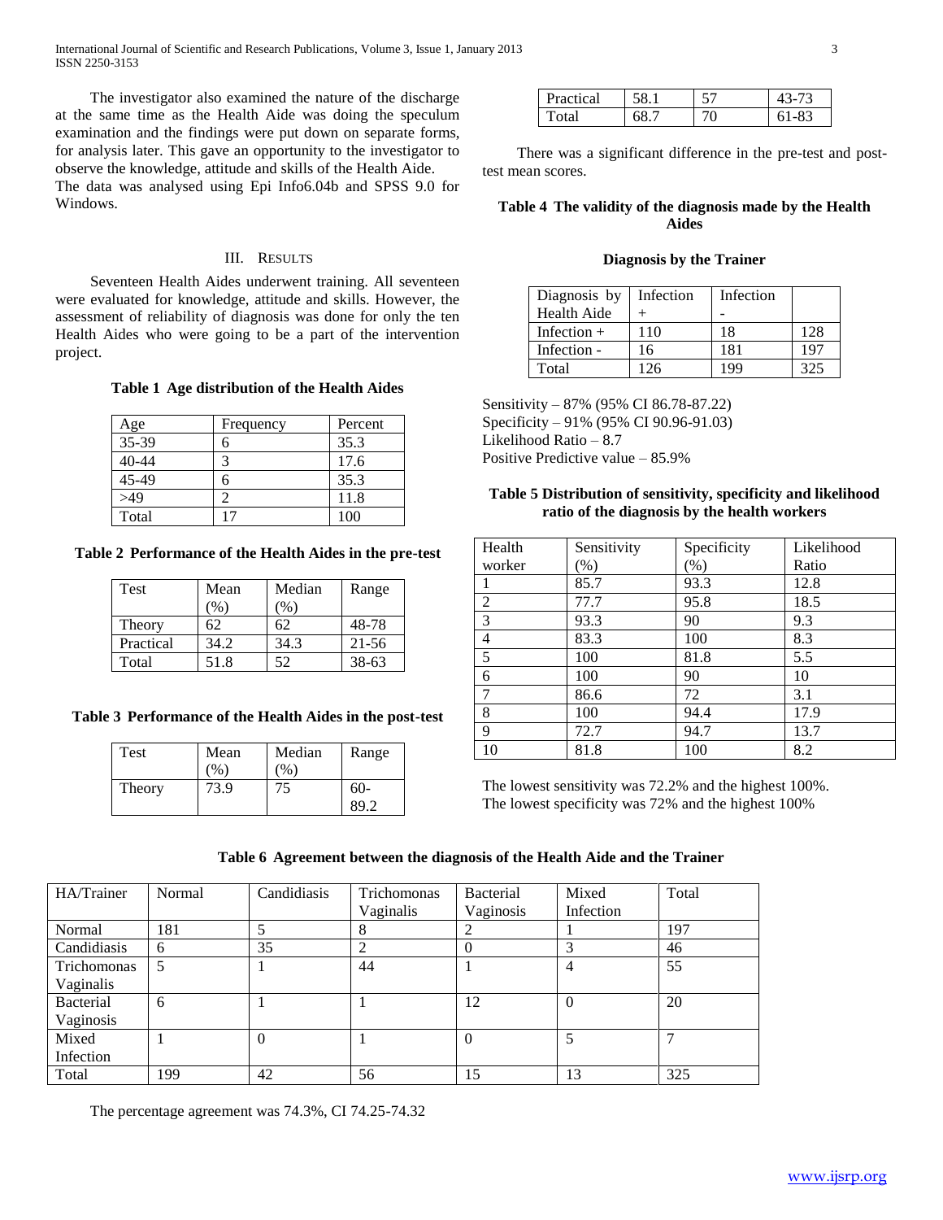The investigator also examined the nature of the discharge at the same time as the Health Aide was doing the speculum examination and the findings were put down on separate forms, for analysis later. This gave an opportunity to the investigator to observe the knowledge, attitude and skills of the Health Aide.
The data was analysed using Epi Info6.04b and SPSS 9.0 for Windows.

## III. Results

Seventeen Health Aides underwent training. All seventeen were evaluated for knowledge, attitude and skills. However, the assessment of reliability of diagnosis was done for only the ten Health Aides who were going to be a part of the intervention project.

**Table 1 Age distribution of the Health Aides**

| Age | Frequency | Percent |
|---|---|---|
| 35-39 | 6 | 35.3 |
| 40-44 | 3 | 17.6 |
| 45-49 | 6 | 35.3 |
| >49 | 2 | 11.8 |
| Total | 17 | 100 |

**Table 2 Performance of the Health Aides in the pre-test**

| Test | Mean (%) | Median (%) | Range |
|---|---|---|---|
| Theory | 62 | 62 | 48-78 |
| Practical | 34.2 | 34.3 | 21-56 |
| Total | 51.8 | 52 | 38-63 |

**Table 3 Performance of the Health Aides in the post-test**

| Test | Mean (%) | Median (%) | Range |
|---|---|---|---|
| Theory | 73.9 | 75 | 60-89.2 |
| Practical | 58.1 | 57 | 43-73 |
| Total | 68.7 | 70 | 61-83 |

There was a significant difference in the pre-test and post-test mean scores.

**Table 4 The validity of the diagnosis made by the Health Aides**

**Diagnosis by the Trainer**

| Diagnosis by Health Aide | Infection + | Infection - | |
|---|---|---|---|
| Infection + | 110 | 18 | 128 |
| Infection - | 16 | 181 | 197 |
| Total | 126 | 199 | 325 |

Sensitivity – 87% (95% CI 86.78-87.22)
Specificity – 91% (95% CI 90.96-91.03)
Likelihood Ratio – 8.7
Positive Predictive value – 85.9%

**Table 5 Distribution of sensitivity, specificity and likelihood ratio of the diagnosis by the health workers**

| Health worker | Sensitivity (%) | Specificity (%) | Likelihood Ratio |
|---|---|---|---|
| 1 | 85.7 | 93.3 | 12.8 |
| 2 | 77.7 | 95.8 | 18.5 |
| 3 | 93.3 | 90 | 9.3 |
| 4 | 83.3 | 100 | 8.3 |
| 5 | 100 | 81.8 | 5.5 |
| 6 | 100 | 90 | 10 |
| 7 | 86.6 | 72 | 3.1 |
| 8 | 100 | 94.4 | 17.9 |
| 9 | 72.7 | 94.7 | 13.7 |
| 10 | 81.8 | 100 | 8.2 |

The lowest sensitivity was 72.2% and the highest 100%.
The lowest specificity was 72% and the highest 100%

**Table 6 Agreement between the diagnosis of the Health Aide and the Trainer**

| HA/Trainer | Normal | Candidiasis | Trichomonas Vaginalis | Bacterial Vaginosis | Mixed Infection | Total |
|---|---|---|---|---|---|---|
| Normal | 181 | 5 | 8 | 2 | 1 | 197 |
| Candidiasis | 6 | 35 | 2 | 0 | 3 | 46 |
| Trichomonas Vaginalis | 5 | 1 | 44 | 1 | 4 | 55 |
| Bacterial Vaginosis | 6 | 1 | 1 | 12 | 0 | 20 |
| Mixed Infection | 1 | 0 | 1 | 0 | 5 | 7 |
| Total | 199 | 42 | 56 | 15 | 13 | 325 |

The percentage agreement was 74.3%, CI 74.25-74.32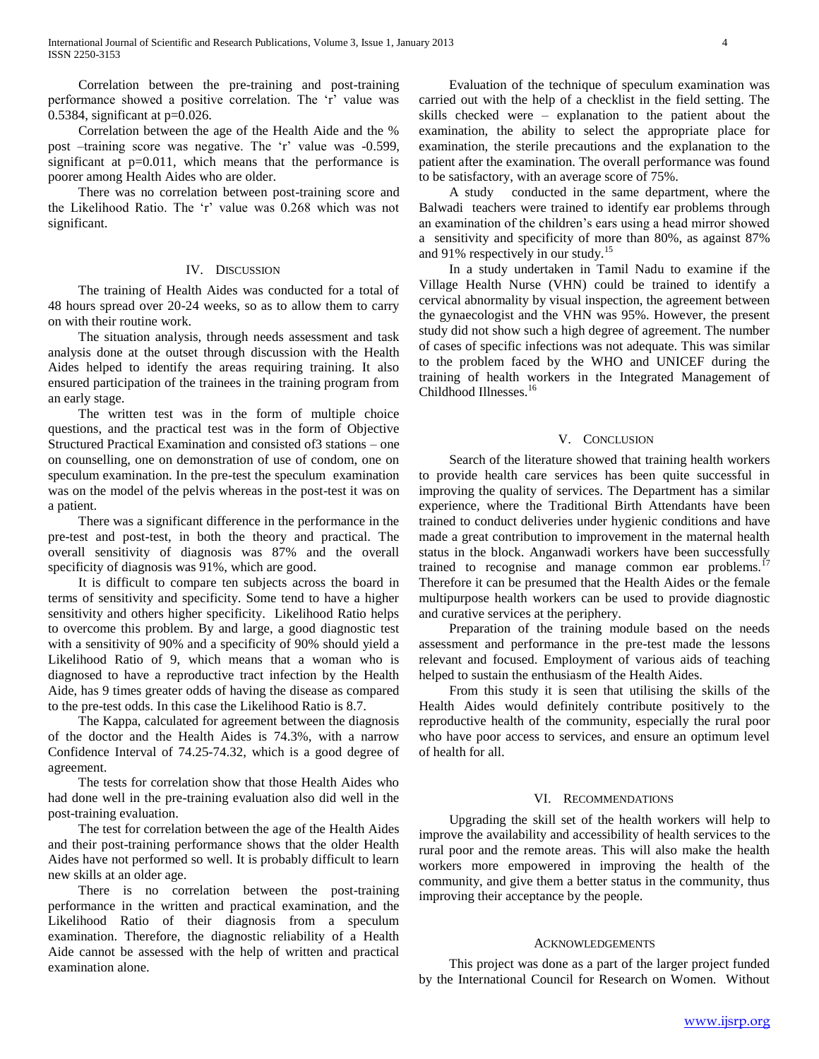Correlation between the pre-training and post-training performance showed a positive correlation. The 'r' value was 0.5384, significant at $p=0.026$.

Correlation between the age of the Health Aide and the % post –training score was negative. The 'r' value was -0.599, significant at $p=0.011$, which means that the performance is poorer among Health Aides who are older.

There was no correlation between post-training score and the Likelihood Ratio. The 'r' value was 0.268 which was not significant.

## IV. Discussion

The training of Health Aides was conducted for a total of 48 hours spread over 20-24 weeks, so as to allow them to carry on with their routine work.

The situation analysis, through needs assessment and task analysis done at the outset through discussion with the Health Aides helped to identify the areas requiring training. It also ensured participation of the trainees in the training program from an early stage.

The written test was in the form of multiple choice questions, and the practical test was in the form of Objective Structured Practical Examination and consisted of3 stations – one on counselling, one on demonstration of use of condom, one on speculum examination. In the pre-test the speculum examination was on the model of the pelvis whereas in the post-test it was on a patient.

There was a significant difference in the performance in the pre-test and post-test, in both the theory and practical. The overall sensitivity of diagnosis was 87% and the overall specificity of diagnosis was 91%, which are good.

It is difficult to compare ten subjects across the board in terms of sensitivity and specificity. Some tend to have a higher sensitivity and others higher specificity. Likelihood Ratio helps to overcome this problem. By and large, a good diagnostic test with a sensitivity of 90% and a specificity of 90% should yield a Likelihood Ratio of 9, which means that a woman who is diagnosed to have a reproductive tract infection by the Health Aide, has 9 times greater odds of having the disease as compared to the pre-test odds. In this case the Likelihood Ratio is 8.7.

The Kappa, calculated for agreement between the diagnosis of the doctor and the Health Aides is 74.3%, with a narrow Confidence Interval of 74.25-74.32, which is a good degree of agreement.

The tests for correlation show that those Health Aides who had done well in the pre-training evaluation also did well in the post-training evaluation.

The test for correlation between the age of the Health Aides and their post-training performance shows that the older Health Aides have not performed so well. It is probably difficult to learn new skills at an older age.

There is no correlation between the post-training performance in the written and practical examination, and the Likelihood Ratio of their diagnosis from a speculum examination. Therefore, the diagnostic reliability of a Health Aide cannot be assessed with the help of written and practical examination alone.

Evaluation of the technique of speculum examination was carried out with the help of a checklist in the field setting. The skills checked were – explanation to the patient about the examination, the ability to select the appropriate place for examination, the sterile precautions and the explanation to the patient after the examination. The overall performance was found to be satisfactory, with an average score of 75%.

A study conducted in the same department, where the Balwadi teachers were trained to identify ear problems through an examination of the children's ears using a head mirror showed a sensitivity and specificity of more than 80%, as against 87% and 91% respectively in our study.[15]

In a study undertaken in Tamil Nadu to examine if the Village Health Nurse (VHN) could be trained to identify a cervical abnormality by visual inspection, the agreement between the gynaecologist and the VHN was 95%. However, the present study did not show such a high degree of agreement. The number of cases of specific infections was not adequate. This was similar to the problem faced by the WHO and UNICEF during the training of health workers in the Integrated Management of Childhood Illnesses.[16]

## V. Conclusion

Search of the literature showed that training health workers to provide health care services has been quite successful in improving the quality of services. The Department has a similar experience, where the Traditional Birth Attendants have been trained to conduct deliveries under hygienic conditions and have made a great contribution to improvement in the maternal health status in the block. Anganwadi workers have been successfully trained to recognise and manage common ear problems.[17] Therefore it can be presumed that the Health Aides or the female multipurpose health workers can be used to provide diagnostic and curative services at the periphery.

Preparation of the training module based on the needs assessment and performance in the pre-test made the lessons relevant and focused. Employment of various aids of teaching helped to sustain the enthusiasm of the Health Aides.

From this study it is seen that utilising the skills of the Health Aides would definitely contribute positively to the reproductive health of the community, especially the rural poor who have poor access to services, and ensure an optimum level of health for all.

## VI. Recommendations

Upgrading the skill set of the health workers will help to improve the availability and accessibility of health services to the rural poor and the remote areas. This will also make the health workers more empowered in improving the health of the community, and give them a better status in the community, thus improving their acceptance by the people.

## Acknowledgements

This project was done as a part of the larger project funded by the International Council for Research on Women. Without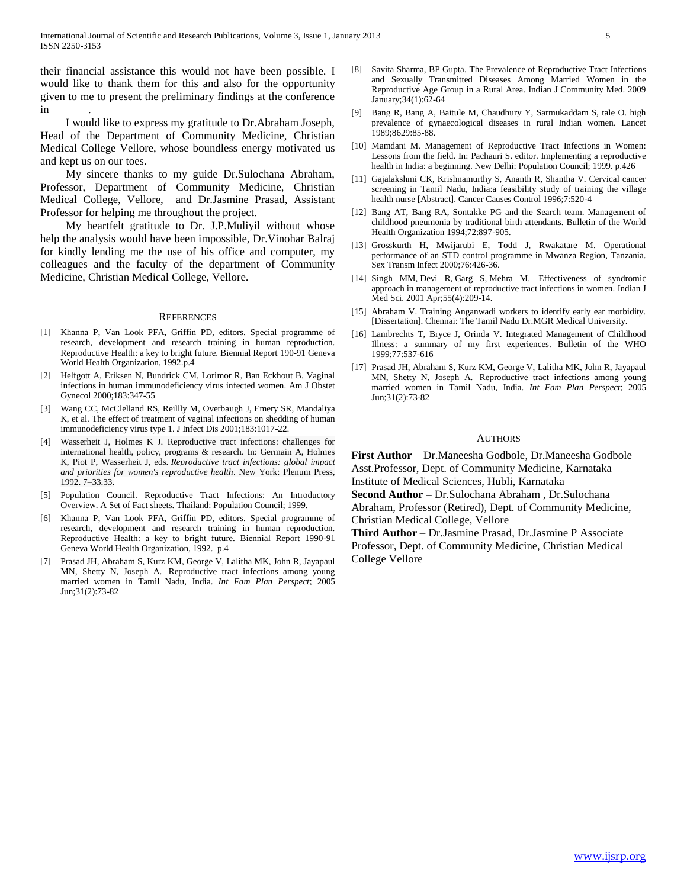their financial assistance this would not have been possible. I would like to thank them for this and also for the opportunity given to me to present the preliminary findings at the conference in .

I would like to express my gratitude to Dr.Abraham Joseph, Head of the Department of Community Medicine, Christian Medical College Vellore, whose boundless energy motivated us and kept us on our toes.

My sincere thanks to my guide Dr.Sulochana Abraham, Professor, Department of Community Medicine, Christian Medical College, Vellore, and Dr.Jasmine Prasad, Assistant Professor for helping me throughout the project.

My heartfelt gratitude to Dr. J.P.Muliyil without whose help the analysis would have been impossible, Dr.Vinohar Balraj for kindly lending me the use of his office and computer, my colleagues and the faculty of the department of Community Medicine, Christian Medical College, Vellore.

## References

[1] Khanna P, Van Look PFA, Griffin PD, editors. Special programme of research, development and research training in human reproduction. Reproductive Health: a key to bright future. Biennial Report 190-91 Geneva World Health Organization, 1992.p.4

[2] Helfgott A, Eriksen N, Bundrick CM, Lorimor R, Ban Eckhout B. Vaginal infections in human immunodeficiency virus infected women. Am J Obstet Gynecol 2000;183:347-55

[3] Wang CC, McClelland RS, Reillly M, Overbaugh J, Emery SR, Mandaliya K, et al. The effect of treatment of vaginal infections on shedding of human immunodeficiency virus type 1. J Infect Dis 2001;183:1017-22.

[4] Wasserheit J, Holmes K J. Reproductive tract infections: challenges for international health, policy, programs & research. In: Germain A, Holmes K, Piot P, Wasserheit J, eds. *Reproductive tract infections: global impact and priorities for women's reproductive health*. New York: Plenum Press, 1992. 7–33.33.

[5] Population Council. Reproductive Tract Infections: An Introductory Overview. A Set of Fact sheets. Thailand: Population Council; 1999.

[6] Khanna P, Van Look PFA, Griffin PD, editors. Special programme of research, development and research training in human reproduction. Reproductive Health: a key to bright future. Biennial Report 1990-91 Geneva World Health Organization, 1992. p.4

[7] Prasad JH, Abraham S, Kurz KM, George V, Lalitha MK, John R, Jayapaul MN, Shetty N, Joseph A. Reproductive tract infections among young married women in Tamil Nadu, India. *Int Fam Plan Perspect*; 2005 Jun;31(2):73-82

[8] Savita Sharma, BP Gupta. The Prevalence of Reproductive Tract Infections and Sexually Transmitted Diseases Among Married Women in the Reproductive Age Group in a Rural Area. Indian J Community Med. 2009 January;34(1):62-64

[9] Bang R, Bang A, Baitule M, Chaudhury Y, Sarmukaddam S, tale O. high prevalence of gynaecological diseases in rural Indian women. Lancet 1989;8629:85-88.

[10] Mamdani M. Management of Reproductive Tract Infections in Women: Lessons from the field. In: Pachauri S. editor. Implementing a reproductive health in India: a beginning. New Delhi: Population Council; 1999. p.426

[11] Gajalakshmi CK, Krishnamurthy S, Ananth R, Shantha V. Cervical cancer screening in Tamil Nadu, India:a feasibility study of training the village health nurse [Abstract]. Cancer Causes Control 1996;7:520-4

[12] Bang AT, Bang RA, Sontakke PG and the Search team. Management of childhood pneumonia by traditional birth attendants. Bulletin of the World Health Organization 1994;72:897-905.

[13] Grosskurth H, Mwijarubi E, Todd J, Rwakatare M. Operational performance of an STD control programme in Mwanza Region, Tanzania. Sex Transm Infect 2000;76:426-36.

[14] Singh MM, Devi R, Garg S, Mehra M. Effectiveness of syndromic approach in management of reproductive tract infections in women. Indian J Med Sci. 2001 Apr;55(4):209-14.

[15] Abraham V. Training Anganwadi workers to identify early ear morbidity. [Dissertation]. Chennai: The Tamil Nadu Dr.MGR Medical University.

[16] Lambrechts T, Bryce J, Orinda V. Integrated Management of Childhood Illness: a summary of my first experiences. Bulletin of the WHO 1999;77:537-616

[17] Prasad JH, Abraham S, Kurz KM, George V, Lalitha MK, John R, Jayapaul MN, Shetty N, Joseph A. Reproductive tract infections among young married women in Tamil Nadu, India. *Int Fam Plan Perspect*; 2005 Jun;31(2):73-82

## Authors

**First Author** – Dr.Maneesha Godbole, Dr.Maneesha Godbole Asst.Professor, Dept. of Community Medicine, Karnataka Institute of Medical Sciences, Hubli, Karnataka

**Second Author** – Dr.Sulochana Abraham , Dr.Sulochana Abraham, Professor (Retired), Dept. of Community Medicine, Christian Medical College, Vellore

**Third Author** – Dr.Jasmine Prasad, Dr.Jasmine P Associate Professor, Dept. of Community Medicine, Christian Medical College Vellore